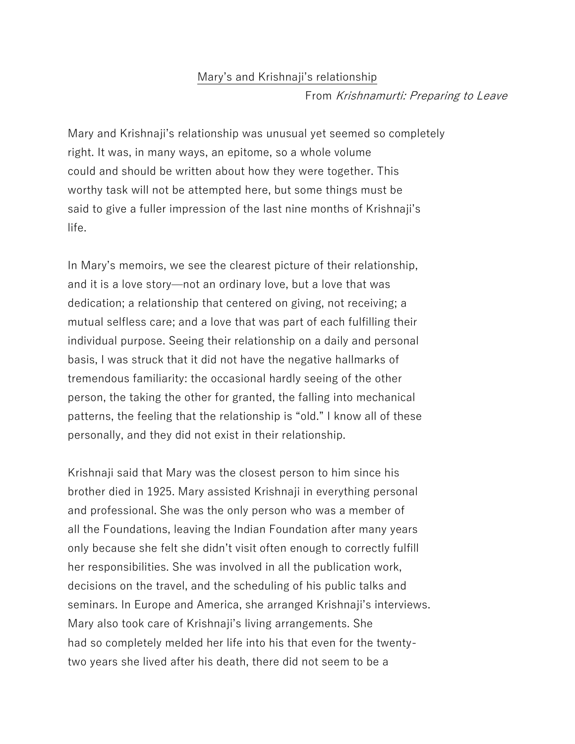# Mary's and Krishnaji's relationship

From *Krishnamurti: Preparing to Leave*

Mary and Krishnaji's relationship was unusual yet seemed so completely right. It was, in many ways, an epitome, so a whole volume could and should be written about how they were together. This worthy task will not be attempted here, but some things must be said to give a fuller impression of the last nine months of Krishnaji's life.

In Mary's memoirs, we see the clearest picture of their relationship, and it is a love story—not an ordinary love, but a love that was dedication; a relationship that centered on giving, not receiving; a mutual selfless care; and a love that was part of each fulfilling their individual purpose. Seeing their relationship on a daily and personal basis, I was struck that it did not have the negative hallmarks of tremendous familiarity: the occasional hardly seeing of the other person, the taking the other for granted, the falling into mechanical patterns, the feeling that the relationship is "old." I know all of these personally, and they did not exist in their relationship.

Krishnaji said that Mary was the closest person to him since his brother died in 1925. Mary assisted Krishnaji in everything personal and professional. She was the only person who was a member of all the Foundations, leaving the Indian Foundation after many years only because she felt she didn't visit often enough to correctly fulfill her responsibilities. She was involved in all the publication work, decisions on the travel, and the scheduling of his public talks and seminars. In Europe and America, she arranged Krishnaji's interviews. Mary also took care of Krishnaji's living arrangements. She had so completely melded her life into his that even for the twenty-two years she lived after his death, there did not seem to be a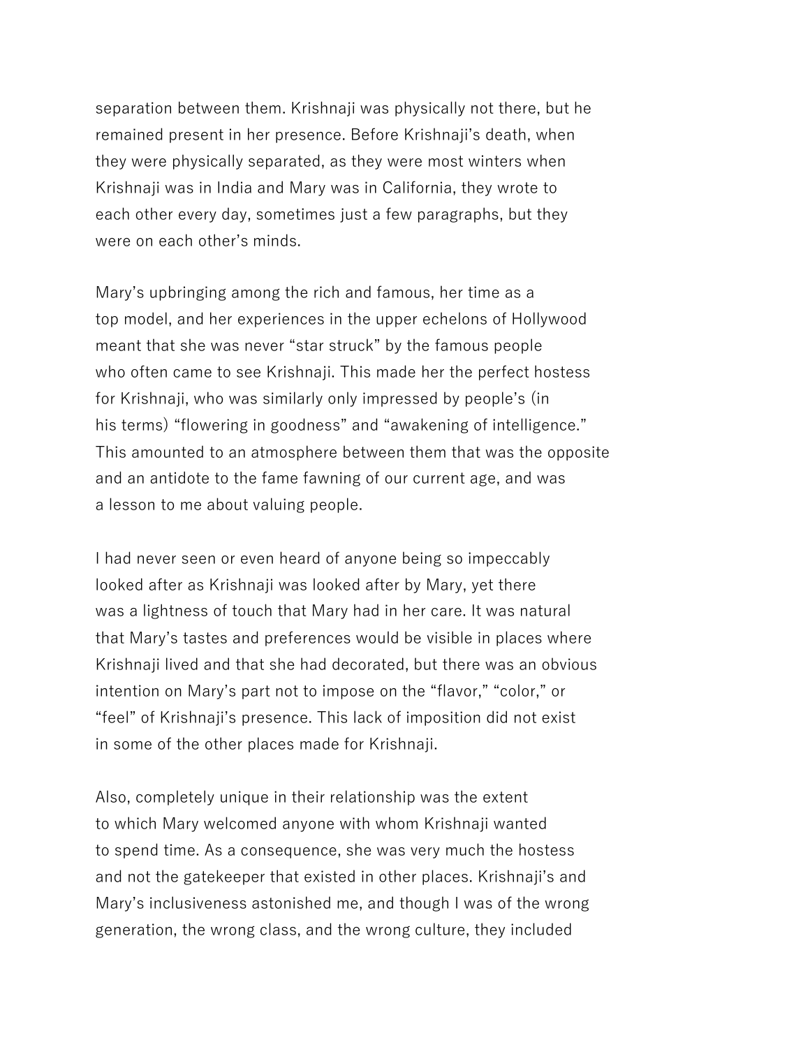separation between them. Krishnaji was physically not there, but he remained present in her presence. Before Krishnaji's death, when they were physically separated, as they were most winters when Krishnaji was in India and Mary was in California, they wrote to each other every day, sometimes just a few paragraphs, but they were on each other's minds.

Mary's upbringing among the rich and famous, her time as a top model, and her experiences in the upper echelons of Hollywood meant that she was never "star struck" by the famous people who often came to see Krishnaji. This made her the perfect hostess for Krishnaji, who was similarly only impressed by people's (in his terms) "flowering in goodness" and "awakening of intelligence." This amounted to an atmosphere between them that was the opposite and an antidote to the fame fawning of our current age, and was a lesson to me about valuing people.

I had never seen or even heard of anyone being so impeccably looked after as Krishnaji was looked after by Mary, yet there was a lightness of touch that Mary had in her care. It was natural that Mary's tastes and preferences would be visible in places where Krishnaji lived and that she had decorated, but there was an obvious intention on Mary's part not to impose on the "flavor," "color," or "feel" of Krishnaji's presence. This lack of imposition did not exist in some of the other places made for Krishnaji.

Also, completely unique in their relationship was the extent to which Mary welcomed anyone with whom Krishnaji wanted to spend time. As a consequence, she was very much the hostess and not the gatekeeper that existed in other places. Krishnaji's and Mary's inclusiveness astonished me, and though I was of the wrong generation, the wrong class, and the wrong culture, they included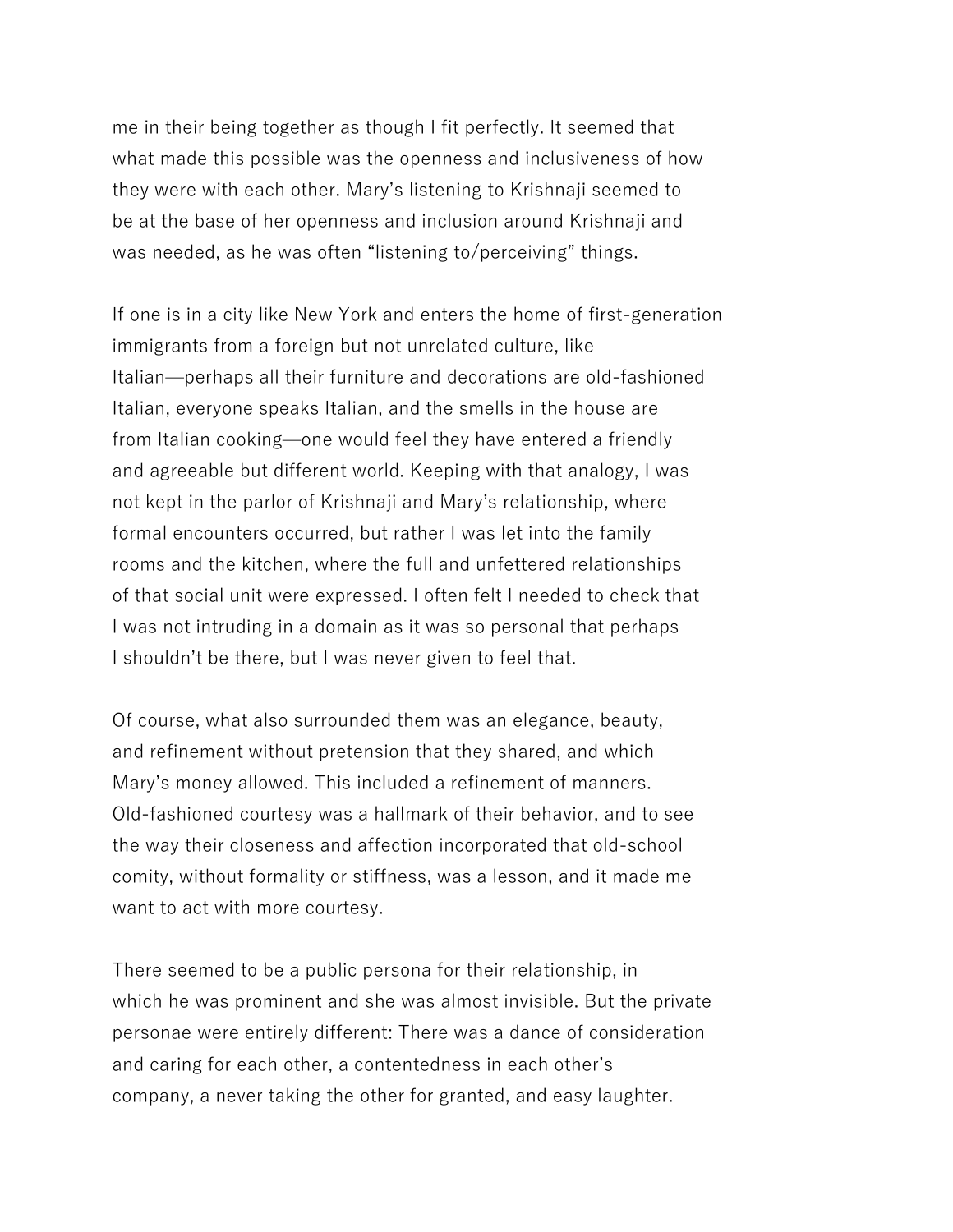me in their being together as though I fit perfectly. It seemed that what made this possible was the openness and inclusiveness of how they were with each other. Mary's listening to Krishnaji seemed to be at the base of her openness and inclusion around Krishnaji and was needed, as he was often "listening to/perceiving" things.

If one is in a city like New York and enters the home of first-generation immigrants from a foreign but not unrelated culture, like Italian—perhaps all their furniture and decorations are old-fashioned Italian, everyone speaks Italian, and the smells in the house are from Italian cooking—one would feel they have entered a friendly and agreeable but different world. Keeping with that analogy, I was not kept in the parlor of Krishnaji and Mary's relationship, where formal encounters occurred, but rather I was let into the family rooms and the kitchen, where the full and unfettered relationships of that social unit were expressed. I often felt I needed to check that I was not intruding in a domain as it was so personal that perhaps I shouldn't be there, but I was never given to feel that.

Of course, what also surrounded them was an elegance, beauty, and refinement without pretension that they shared, and which Mary's money allowed. This included a refinement of manners. Old-fashioned courtesy was a hallmark of their behavior, and to see the way their closeness and affection incorporated that old-school comity, without formality or stiffness, was a lesson, and it made me want to act with more courtesy.

There seemed to be a public persona for their relationship, in which he was prominent and she was almost invisible. But the private personae were entirely different: There was a dance of consideration and caring for each other, a contentedness in each other's company, a never taking the other for granted, and easy laughter.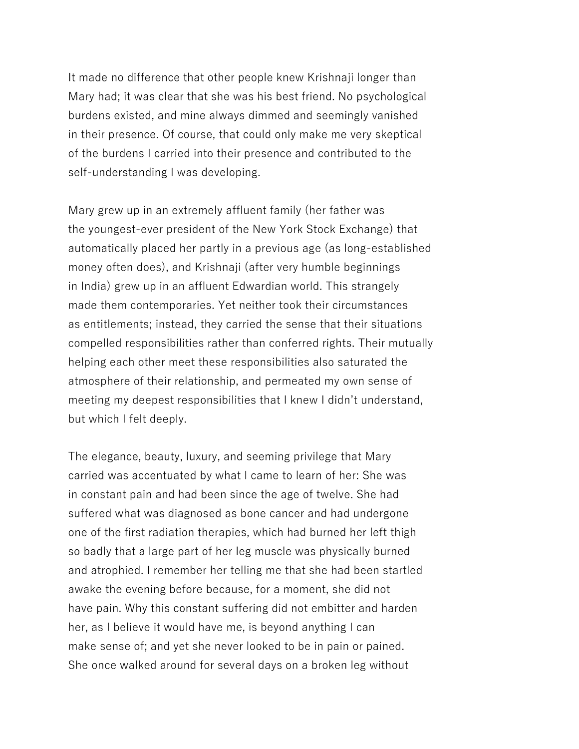It made no difference that other people knew Krishnaji longer than Mary had; it was clear that she was his best friend. No psychological burdens existed, and mine always dimmed and seemingly vanished in their presence. Of course, that could only make me very skeptical of the burdens I carried into their presence and contributed to the self-understanding I was developing.

Mary grew up in an extremely affluent family (her father was the youngest-ever president of the New York Stock Exchange) that automatically placed her partly in a previous age (as long-established money often does), and Krishnaji (after very humble beginnings in India) grew up in an affluent Edwardian world. This strangely made them contemporaries. Yet neither took their circumstances as entitlements; instead, they carried the sense that their situations compelled responsibilities rather than conferred rights. Their mutually helping each other meet these responsibilities also saturated the atmosphere of their relationship, and permeated my own sense of meeting my deepest responsibilities that I knew I didn't understand, but which I felt deeply.

The elegance, beauty, luxury, and seeming privilege that Mary carried was accentuated by what I came to learn of her: She was in constant pain and had been since the age of twelve. She had suffered what was diagnosed as bone cancer and had undergone one of the first radiation therapies, which had burned her left thigh so badly that a large part of her leg muscle was physically burned and atrophied. I remember her telling me that she had been startled awake the evening before because, for a moment, she did not have pain. Why this constant suffering did not embitter and harden her, as I believe it would have me, is beyond anything I can make sense of; and yet she never looked to be in pain or pained. She once walked around for several days on a broken leg without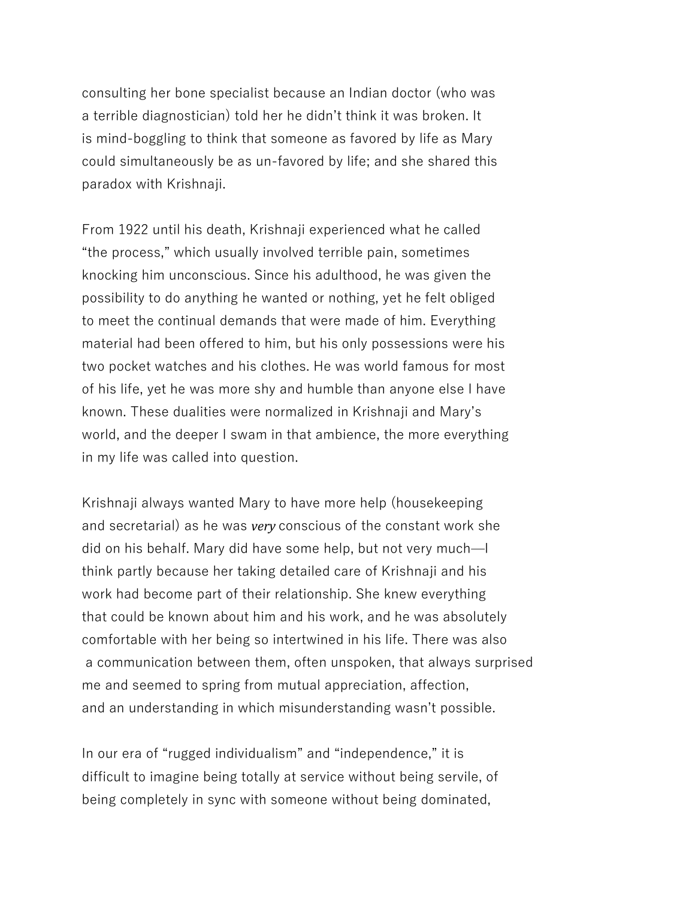consulting her bone specialist because an Indian doctor (who was a terrible diagnostician) told her he didn’t think it was broken. It is mind-boggling to think that someone as favored by life as Mary could simultaneously be as un-favored by life; and she shared this paradox with Krishnaji.

From 1922 until his death, Krishnaji experienced what he called “the process,” which usually involved terrible pain, sometimes knocking him unconscious. Since his adulthood, he was given the possibility to do anything he wanted or nothing, yet he felt obliged to meet the continual demands that were made of him. Everything material had been offered to him, but his only possessions were his two pocket watches and his clothes. He was world famous for most of his life, yet he was more shy and humble than anyone else I have known. These dualities were normalized in Krishnaji and Mary’s world, and the deeper I swam in that ambience, the more everything in my life was called into question.

Krishnaji always wanted Mary to have more help (housekeeping and secretarial) as he was *very* conscious of the constant work she did on his behalf. Mary did have some help, but not very much—I think partly because her taking detailed care of Krishnaji and his work had become part of their relationship. She knew everything that could be known about him and his work, and he was absolutely comfortable with her being so intertwined in his life. There was also a communication between them, often unspoken, that always surprised me and seemed to spring from mutual appreciation, affection, and an understanding in which misunderstanding wasn’t possible.

In our era of “rugged individualism” and “independence,” it is difficult to imagine being totally at service without being servile, of being completely in sync with someone without being dominated,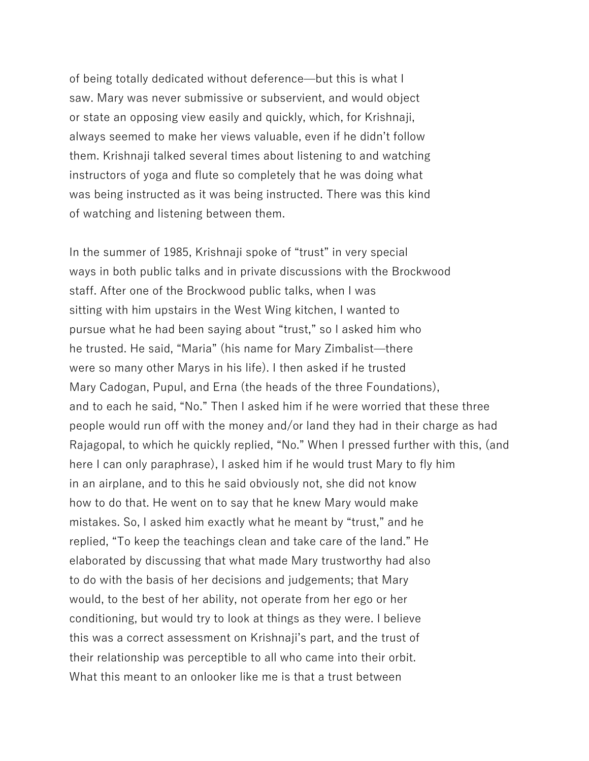of being totally dedicated without deference—but this is what I saw. Mary was never submissive or subservient, and would object or state an opposing view easily and quickly, which, for Krishnaji, always seemed to make her views valuable, even if he didn't follow them. Krishnaji talked several times about listening to and watching instructors of yoga and flute so completely that he was doing what was being instructed as it was being instructed. There was this kind of watching and listening between them.

In the summer of 1985, Krishnaji spoke of "trust" in very special ways in both public talks and in private discussions with the Brockwood staff. After one of the Brockwood public talks, when I was sitting with him upstairs in the West Wing kitchen, I wanted to pursue what he had been saying about "trust," so I asked him who he trusted. He said, "Maria" (his name for Mary Zimbalist—there were so many other Marys in his life). I then asked if he trusted Mary Cadogan, Pupul, and Erna (the heads of the three Foundations), and to each he said, "No." Then I asked him if he were worried that these three people would run off with the money and/or land they had in their charge as had Rajagopal, to which he quickly replied, "No." When I pressed further with this, (and here I can only paraphrase), I asked him if he would trust Mary to fly him in an airplane, and to this he said obviously not, she did not know how to do that. He went on to say that he knew Mary would make mistakes. So, I asked him exactly what he meant by "trust," and he replied, "To keep the teachings clean and take care of the land." He elaborated by discussing that what made Mary trustworthy had also to do with the basis of her decisions and judgements; that Mary would, to the best of her ability, not operate from her ego or her conditioning, but would try to look at things as they were. I believe this was a correct assessment on Krishnaji's part, and the trust of their relationship was perceptible to all who came into their orbit. What this meant to an onlooker like me is that a trust between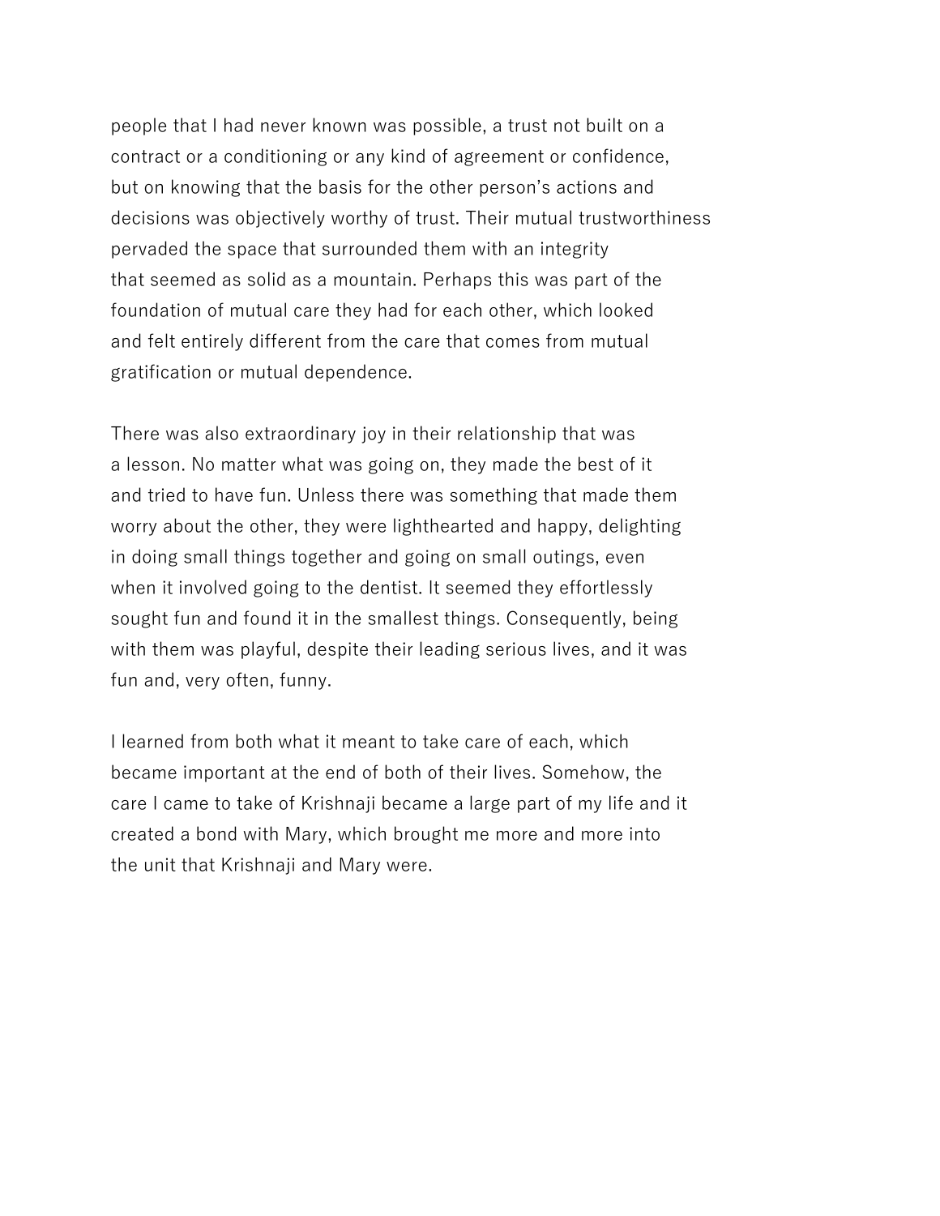people that I had never known was possible, a trust not built on a contract or a conditioning or any kind of agreement or confidence, but on knowing that the basis for the other person's actions and decisions was objectively worthy of trust. Their mutual trustworthiness pervaded the space that surrounded them with an integrity that seemed as solid as a mountain. Perhaps this was part of the foundation of mutual care they had for each other, which looked and felt entirely different from the care that comes from mutual gratification or mutual dependence.

There was also extraordinary joy in their relationship that was a lesson. No matter what was going on, they made the best of it and tried to have fun. Unless there was something that made them worry about the other, they were lighthearted and happy, delighting in doing small things together and going on small outings, even when it involved going to the dentist. It seemed they effortlessly sought fun and found it in the smallest things. Consequently, being with them was playful, despite their leading serious lives, and it was fun and, very often, funny.

I learned from both what it meant to take care of each, which became important at the end of both of their lives. Somehow, the care I came to take of Krishnaji became a large part of my life and it created a bond with Mary, which brought me more and more into the unit that Krishnaji and Mary were.